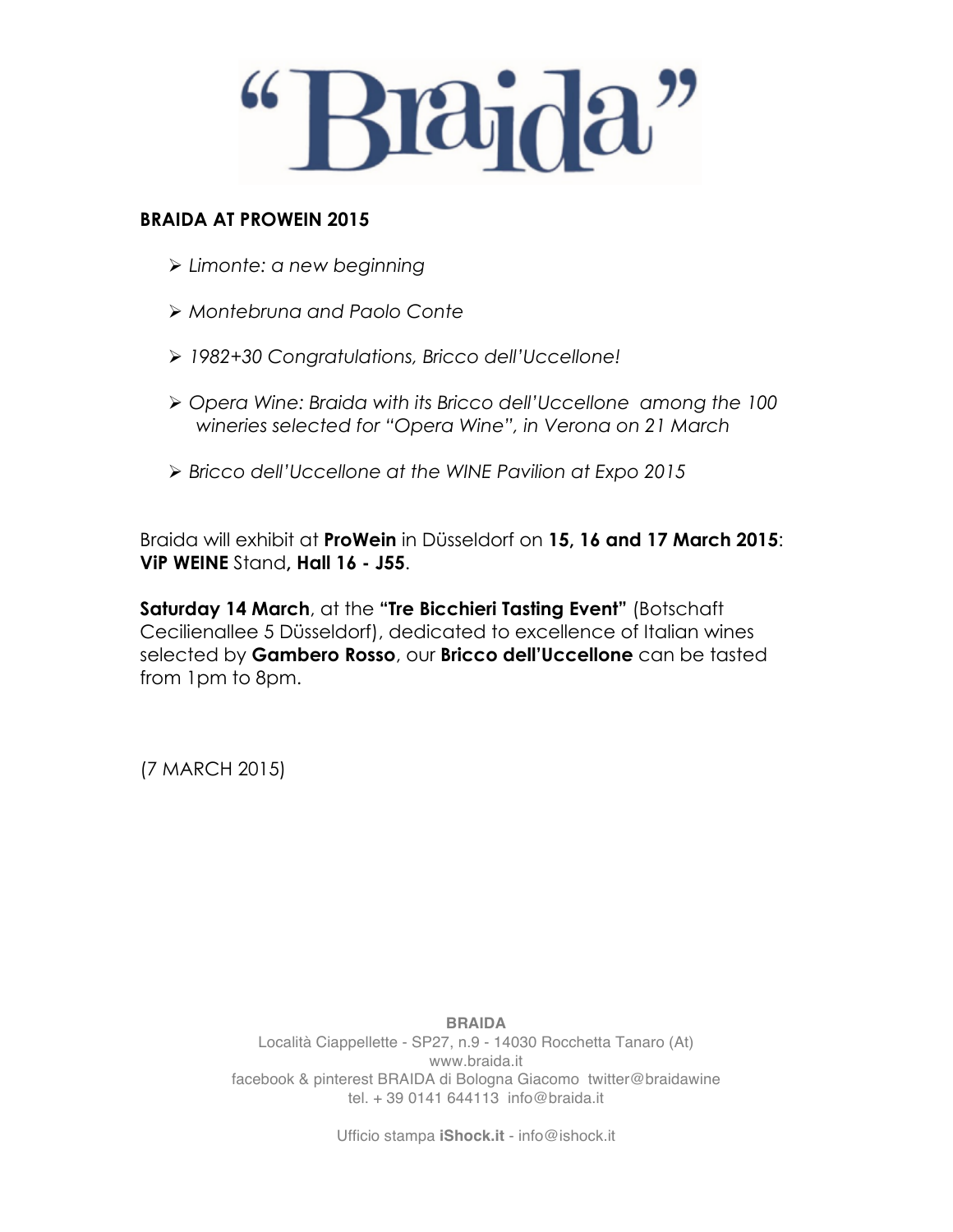# "Braida"

## BRAIDA AT PROWEIN 2015

- *Limonte: a new beginning*
- *Montebruna and Paolo Conte*
- *1982+30 Congratulations, Bricco dell'Uccellone!*
- *Opera Wine: Braida with its Bricco dell'Uccellone among the 100 wineries selected for "Opera Wine", in Verona on 21 March*
- *Bricco dell'Uccellone at the WINE Pavilion at Expo 2015*

Braida will exhibit at **ProWein** in Düsseldorf on **15, 16 and 17 March 2015**: **ViP WEINE** Stand**, Hall 16 - J55**.

**Saturday 14 March**, at the **"Tre Bicchieri Tasting Event"** (Botschaft Cecilienallee 5 Düsseldorf), dedicated to excellence of Italian wines selected by **Gambero Rosso**, our **Bricco dell'Uccellone** can be tasted from 1pm to 8pm.

(7 MARCH 2015)

**BRAIDA**
Località Ciappellette - SP27, n.9 - 14030 Rocchetta Tanaro (At)
www.braida.it
facebook & pinterest BRAIDA di Bologna Giacomo twitter@braidawine
tel. + 39 0141 644113 info@braida.it

Ufficio stampa **iShock.it** - info@ishock.it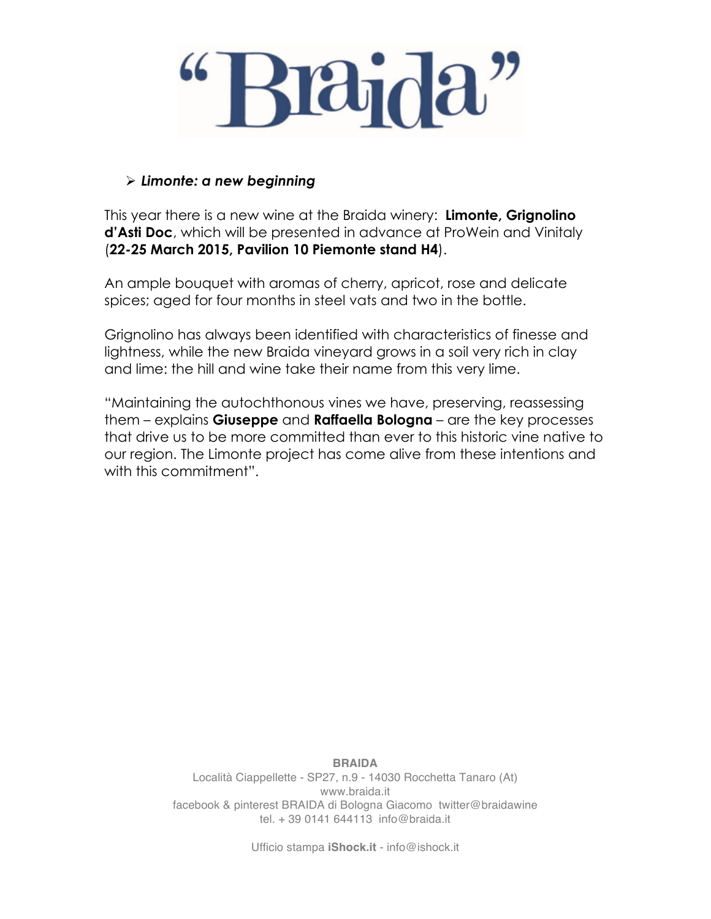# "Braida"

- ***Limonte: a new beginning***

This year there is a new wine at the Braida winery: **Limonte, Grignolino d'Asti Doc**, which will be presented in advance at ProWein and Vinitaly (**22-25 March 2015, Pavilion 10 Piemonte stand H4**).

An ample bouquet with aromas of cherry, apricot, rose and delicate spices; aged for four months in steel vats and two in the bottle.

Grignolino has always been identified with characteristics of finesse and lightness, while the new Braida vineyard grows in a soil very rich in clay and lime: the hill and wine take their name from this very lime.

"Maintaining the autochthonous vines we have, preserving, reassessing them – explains **Giuseppe** and **Raffaella Bologna** – are the key processes that drive us to be more committed than ever to this historic vine native to our region. The Limonte project has come alive from these intentions and with this commitment".

**BRAIDA**
Località Ciappellette - SP27, n.9 - 14030 Rocchetta Tanaro (At)
www.braida.it
facebook & pinterest BRAIDA di Bologna Giacomo twitter@braidawine
tel. + 39 0141 644113 info@braida.it

Ufficio stampa **iShock.it** - info@ishock.it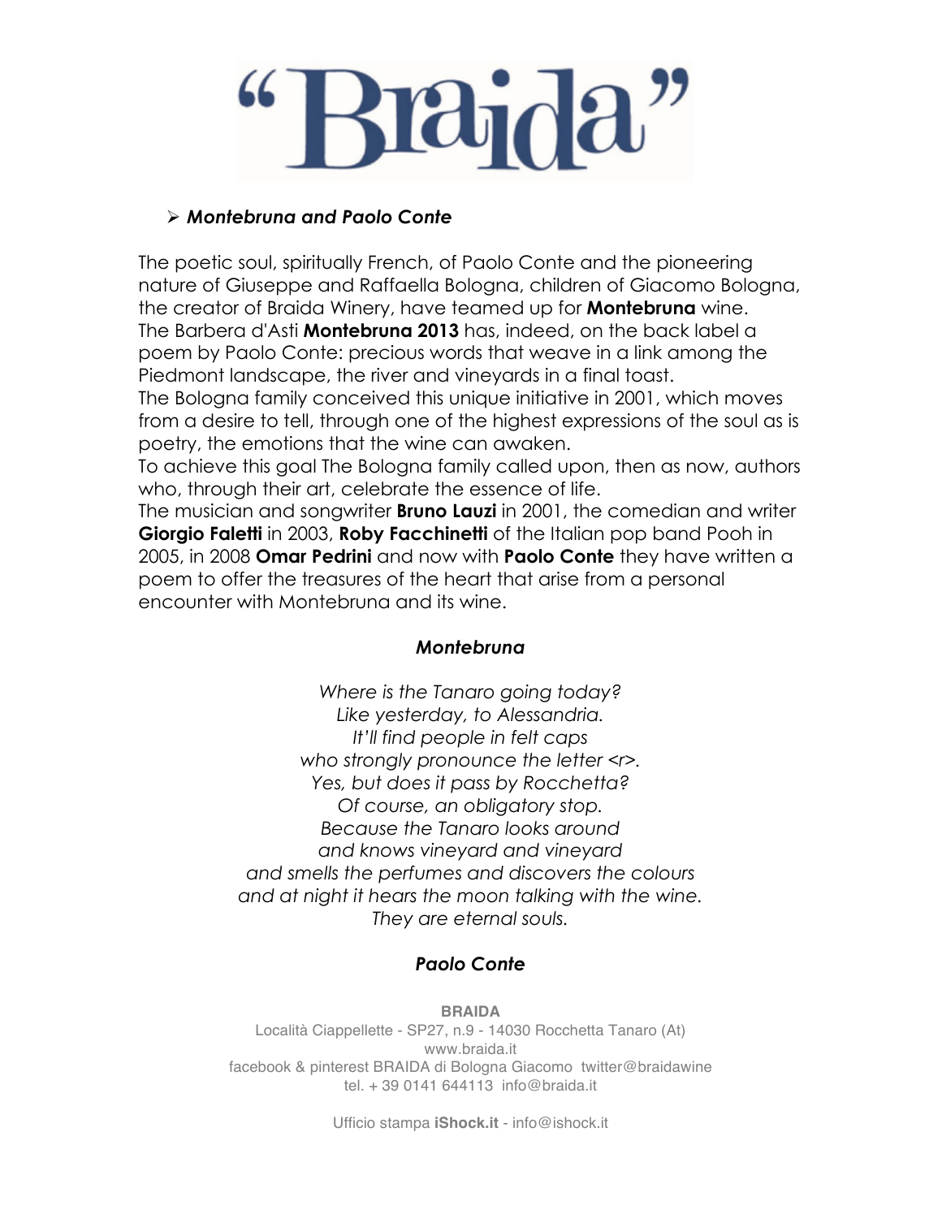# “Braida”

- ***Montebruna and Paolo Conte***

The poetic soul, spiritually French, of Paolo Conte and the pioneering nature of Giuseppe and Raffaella Bologna, children of Giacomo Bologna, the creator of Braida Winery, have teamed up for **Montebruna** wine.
The Barbera d'Asti **Montebruna 2013** has, indeed, on the back label a poem by Paolo Conte: precious words that weave in a link among the Piedmont landscape, the river and vineyards in a final toast.
The Bologna family conceived this unique initiative in 2001, which moves from a desire to tell, through one of the highest expressions of the soul as is poetry, the emotions that the wine can awaken.
To achieve this goal The Bologna family called upon, then as now, authors who, through their art, celebrate the essence of life.
The musician and songwriter **Bruno Lauzi** in 2001, the comedian and writer **Giorgio Faletti** in 2003, **Roby Facchinetti** of the Italian pop band Pooh in 2005, in 2008 **Omar Pedrini** and now with **Paolo Conte** they have written a poem to offer the treasures of the heart that arise from a personal encounter with Montebruna and its wine.

***Montebruna***

*Where is the Tanaro going today?*
*Like yesterday, to Alessandria.*
*It'll find people in felt caps*
*who strongly pronounce the letter <r>.*
*Yes, but does it pass by Rocchetta?*
*Of course, an obligatory stop.*
*Because the Tanaro looks around*
*and knows vineyard and vineyard*
*and smells the perfumes and discovers the colours*
*and at night it hears the moon talking with the wine.*
*They are eternal souls.*

***Paolo Conte***

**BRAIDA**
Località Ciappellette - SP27, n.9 - 14030 Rocchetta Tanaro (At)
www.braida.it
facebook & pinterest BRAIDA di Bologna Giacomo twitter@braidawine
tel. + 39 0141 644113 info@braida.it

Ufficio stampa **iShock.it** - info@ishock.it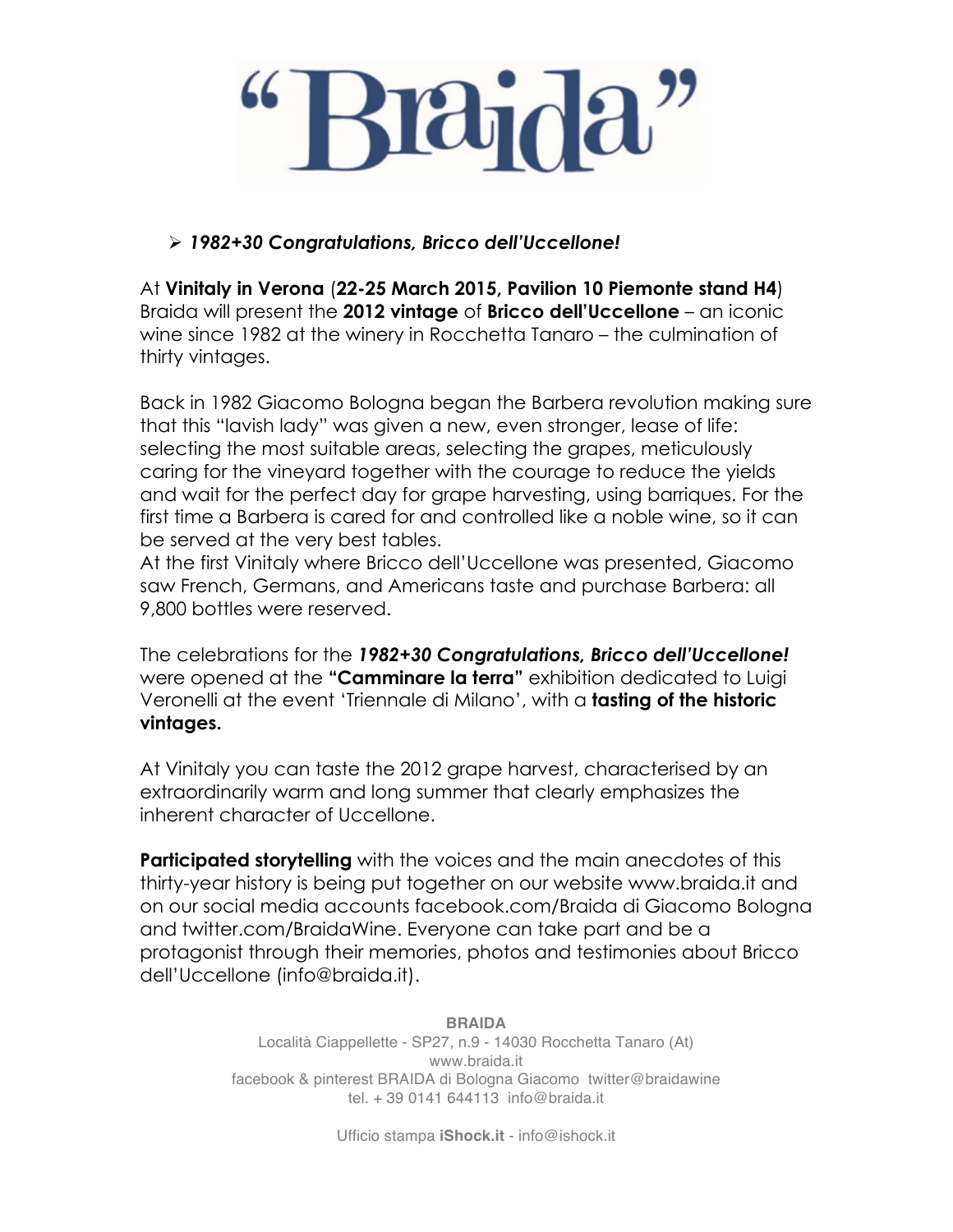# "Braida"

- ***1982+30 Congratulations, Bricco dell'Uccellone!***

At **Vinitaly in Verona** (**22-25 March 2015, Pavilion 10 Piemonte stand H4**) Braida will present the **2012 vintage** of **Bricco dell'Uccellone** – an iconic wine since 1982 at the winery in Rocchetta Tanaro – the culmination of thirty vintages.

Back in 1982 Giacomo Bologna began the Barbera revolution making sure that this "lavish lady" was given a new, even stronger, lease of life: selecting the most suitable areas, selecting the grapes, meticulously caring for the vineyard together with the courage to reduce the yields and wait for the perfect day for grape harvesting, using barriques. For the first time a Barbera is cared for and controlled like a noble wine, so it can be served at the very best tables.
At the first Vinitaly where Bricco dell'Uccellone was presented, Giacomo saw French, Germans, and Americans taste and purchase Barbera: all 9,800 bottles were reserved.

The celebrations for the ***1982+30 Congratulations, Bricco dell'Uccellone!*** were opened at the **"Camminare la terra"** exhibition dedicated to Luigi Veronelli at the event 'Triennale di Milano', with a **tasting of the historic vintages.**

At Vinitaly you can taste the 2012 grape harvest, characterised by an extraordinarily warm and long summer that clearly emphasizes the inherent character of Uccellone.

**Participated storytelling** with the voices and the main anecdotes of this thirty-year history is being put together on our website www.braida.it and on our social media accounts facebook.com/Braida di Giacomo Bologna and twitter.com/BraidaWine. Everyone can take part and be a protagonist through their memories, photos and testimonies about Bricco dell'Uccellone (info@braida.it).

**BRAIDA**
Località Ciappellette - SP27, n.9 - 14030 Rocchetta Tanaro (At)
www.braida.it
facebook & pinterest BRAIDA di Bologna Giacomo twitter@braidawine
tel. + 39 0141 644113 info@braida.it

Ufficio stampa **iShock.it** - info@ishock.it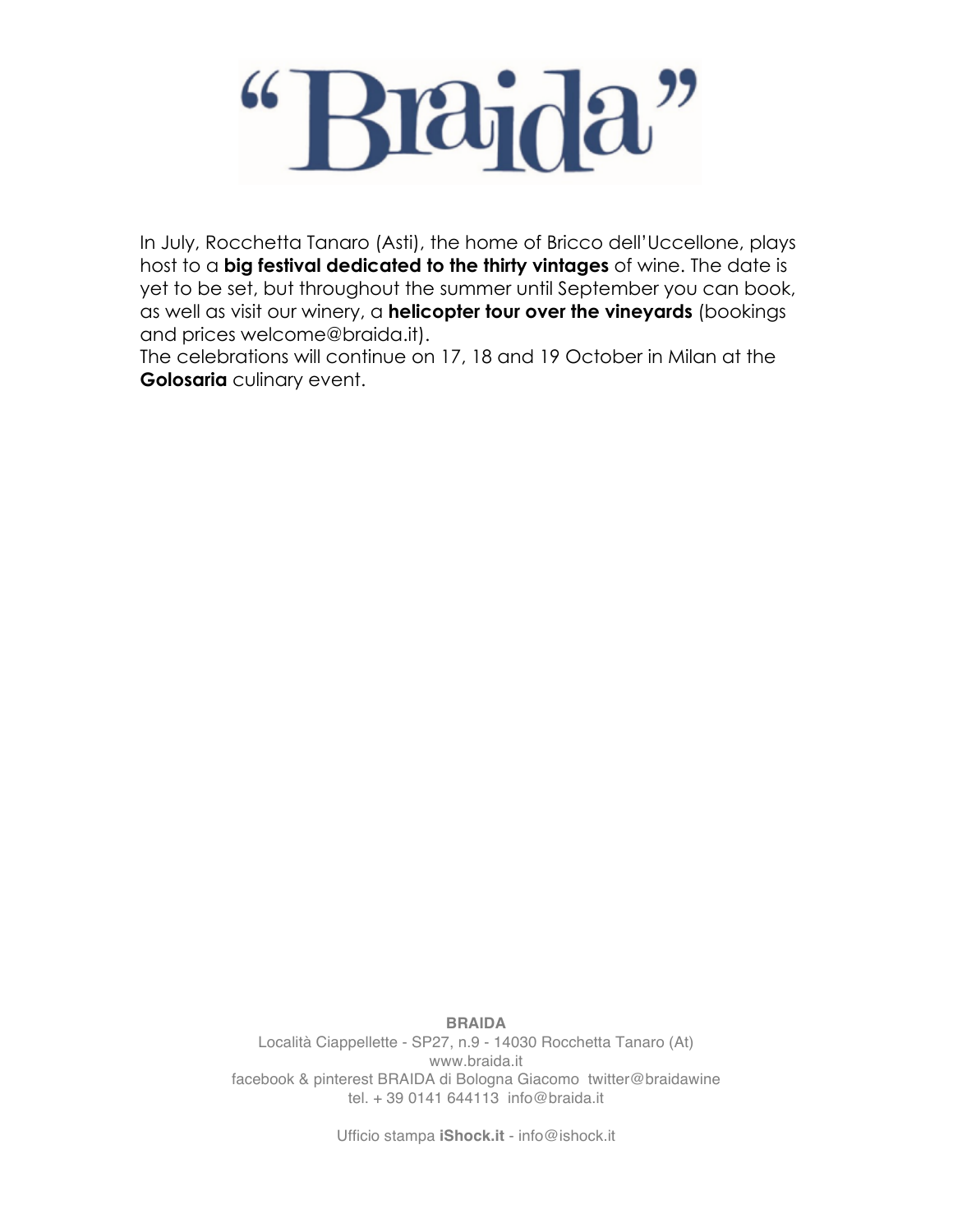# "Braida"

In July, Rocchetta Tanaro (Asti), the home of Bricco dell'Uccellone, plays host to a **big festival dedicated to the thirty vintages** of wine. The date is yet to be set, but throughout the summer until September you can book, as well as visit our winery, a **helicopter tour over the vineyards** (bookings and prices welcome@braida.it).
The celebrations will continue on 17, 18 and 19 October in Milan at the **Golosaria** culinary event.

**BRAIDA**
Località Ciappellette - SP27, n.9 - 14030 Rocchetta Tanaro (At)
www.braida.it
facebook & pinterest BRAIDA di Bologna Giacomo twitter@braidawine
tel. + 39 0141 644113 info@braida.it

Ufficio stampa **iShock.it** - info@ishock.it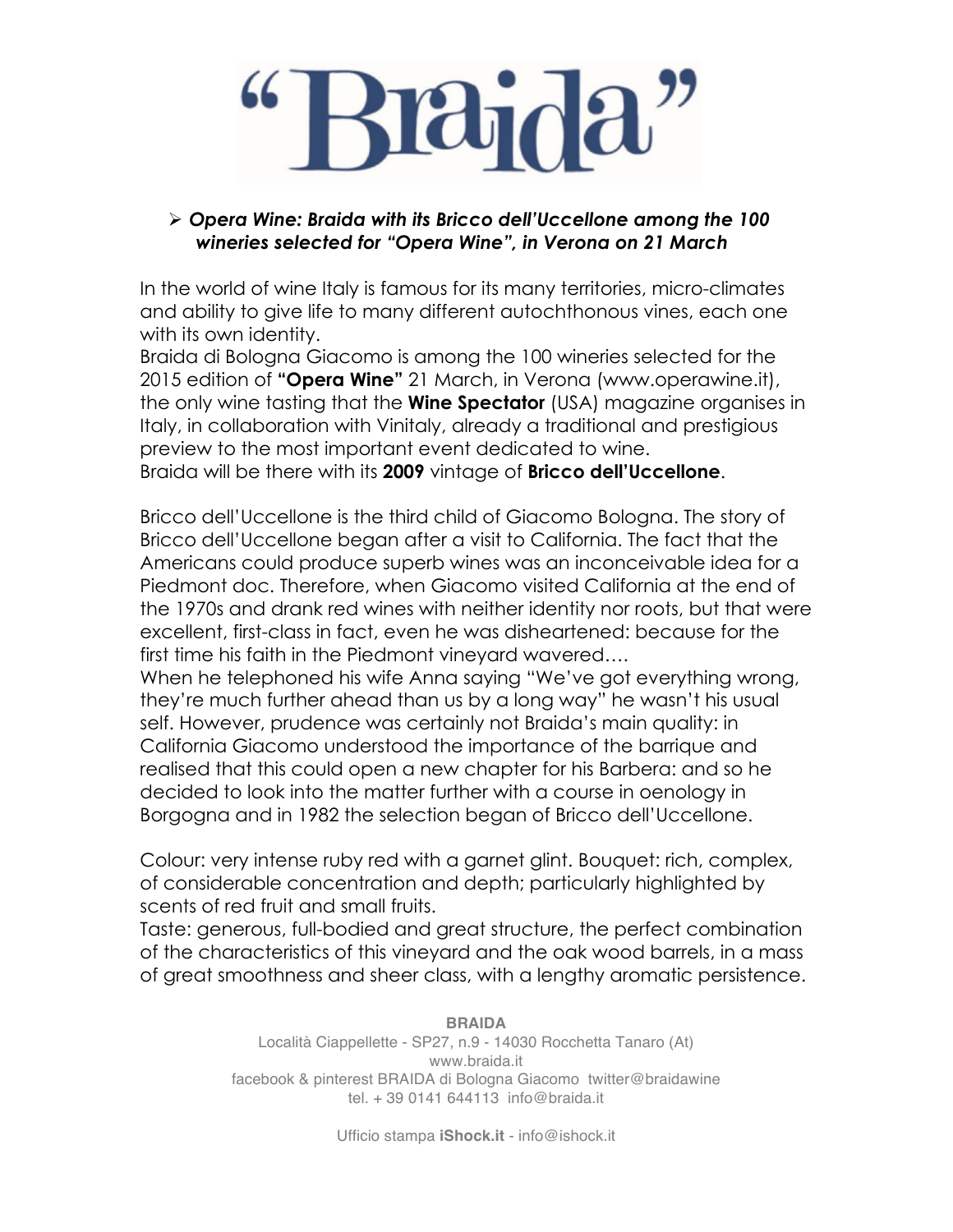# "Braida"

- ***Opera Wine: Braida with its Bricco dell'Uccellone among the 100 wineries selected for "Opera Wine", in Verona on 21 March***

In the world of wine Italy is famous for its many territories, micro-climates and ability to give life to many different autochthonous vines, each one with its own identity.
Braida di Bologna Giacomo is among the 100 wineries selected for the 2015 edition of **"Opera Wine"** 21 March, in Verona (www.operawine.it), the only wine tasting that the **Wine Spectator** (USA) magazine organises in Italy, in collaboration with Vinitaly, already a traditional and prestigious preview to the most important event dedicated to wine.
Braida will be there with its **2009** vintage of **Bricco dell'Uccellone**.

Bricco dell'Uccellone is the third child of Giacomo Bologna. The story of Bricco dell'Uccellone began after a visit to California. The fact that the Americans could produce superb wines was an inconceivable idea for a Piedmont doc. Therefore, when Giacomo visited California at the end of the 1970s and drank red wines with neither identity nor roots, but that were excellent, first-class in fact, even he was disheartened: because for the first time his faith in the Piedmont vineyard wavered….
When he telephoned his wife Anna saying "We've got everything wrong, they're much further ahead than us by a long way" he wasn't his usual self. However, prudence was certainly not Braida's main quality: in California Giacomo understood the importance of the barrique and realised that this could open a new chapter for his Barbera: and so he decided to look into the matter further with a course in oenology in Borgogna and in 1982 the selection began of Bricco dell'Uccellone.

Colour: very intense ruby red with a garnet glint. Bouquet: rich, complex, of considerable concentration and depth; particularly highlighted by scents of red fruit and small fruits.
Taste: generous, full-bodied and great structure, the perfect combination of the characteristics of this vineyard and the oak wood barrels, in a mass of great smoothness and sheer class, with a lengthy aromatic persistence.

**BRAIDA**
Località Ciappellette - SP27, n.9 - 14030 Rocchetta Tanaro (At)
www.braida.it
facebook & pinterest BRAIDA di Bologna Giacomo twitter@braidawine
tel. + 39 0141 644113 info@braida.it

Ufficio stampa **iShock.it** - info@ishock.it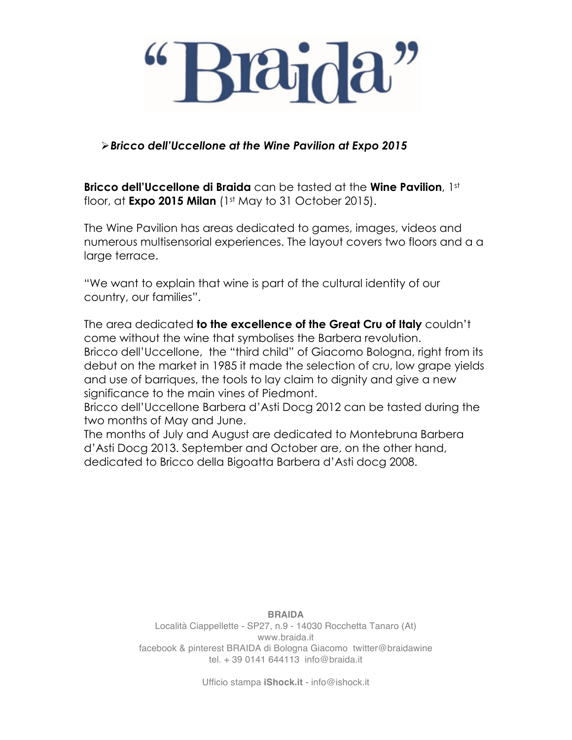# "Braida"

- ***Bricco dell'Uccellone at the Wine Pavilion at Expo 2015***

**Bricco dell'Uccellone di Braida** can be tasted at the **Wine Pavilion**, 1st floor, at **Expo 2015 Milan** (1st May to 31 October 2015).

The Wine Pavilion has areas dedicated to games, images, videos and numerous multisensorial experiences. The layout covers two floors and a a large terrace.

"We want to explain that wine is part of the cultural identity of our country, our families".

The area dedicated **to the excellence of the Great Cru of Italy** couldn't come without the wine that symbolises the Barbera revolution.
Bricco dell'Uccellone, the "third child" of Giacomo Bologna, right from its debut on the market in 1985 it made the selection of cru, low grape yields and use of barriques, the tools to lay claim to dignity and give a new significance to the main vines of Piedmont.
Bricco dell'Uccellone Barbera d'Asti Docg 2012 can be tasted during the two months of May and June.
The months of July and August are dedicated to Montebruna Barbera d'Asti Docg 2013. September and October are, on the other hand, dedicated to Bricco della Bigoatta Barbera d'Asti docg 2008.

**BRAIDA**
Località Ciappellette - SP27, n.9 - 14030 Rocchetta Tanaro (At)
www.braida.it
facebook & pinterest BRAIDA di Bologna Giacomo twitter@braidawine
tel. + 39 0141 644113 info@braida.it

Ufficio stampa **iShock.it** - info@ishock.it